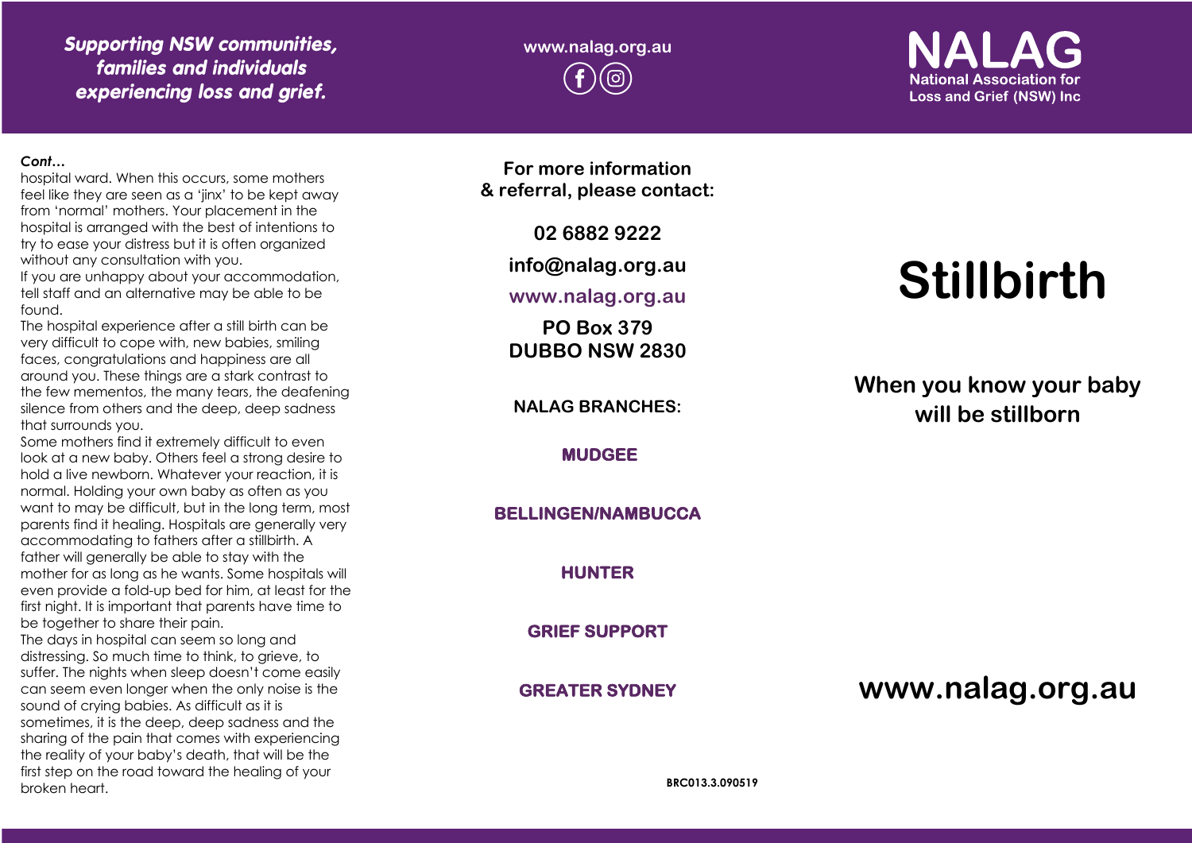*Supporting NSW communities, families and individuals experiencing loss and grief.*

www.nalag.org.au

**NALAG**
National Association for Loss and Grief (NSW) Inc

***Cont…***

hospital ward. When this occurs, some mothers feel like they are seen as a 'jinx' to be kept away from 'normal' mothers. Your placement in the hospital is arranged with the best of intentions to try to ease your distress but it is often organized without any consultation with you.

If you are unhappy about your accommodation, tell staff and an alternative may be able to be found.

The hospital experience after a still birth can be very difficult to cope with, new babies, smiling faces, congratulations and happiness are all around you. These things are a stark contrast to the few mementos, the many tears, the deafening silence from others and the deep, deep sadness that surrounds you.

Some mothers find it extremely difficult to even look at a new baby. Others feel a strong desire to hold a live newborn. Whatever your reaction, it is normal. Holding your own baby as often as you want to may be difficult, but in the long term, most parents find it healing. Hospitals are generally very accommodating to fathers after a stillbirth. A father will generally be able to stay with the mother for as long as he wants. Some hospitals will even provide a fold-up bed for him, at least for the first night. It is important that parents have time to be together to share their pain.

The days in hospital can seem so long and distressing. So much time to think, to grieve, to suffer. The nights when sleep doesn't come easily can seem even longer when the only noise is the sound of crying babies. As difficult as it is sometimes, it is the deep, deep sadness and the sharing of the pain that comes with experiencing the reality of your baby's death, that will be the first step on the road toward the healing of your broken heart.

**For more information & referral, please contact:**

**02 6882 9222**

**info@nalag.org.au**

**www.nalag.org.au**

**PO Box 379**
**DUBBO NSW 2830**

**NALAG BRANCHES:**

**MUDGEE**

**BELLINGEN/NAMBUCCA**

**HUNTER**

**GRIEF SUPPORT**

**GREATER SYDNEY**

BRC013.3.090519

# Stillbirth

## When you know your baby will be stillborn

**www.nalag.org.au**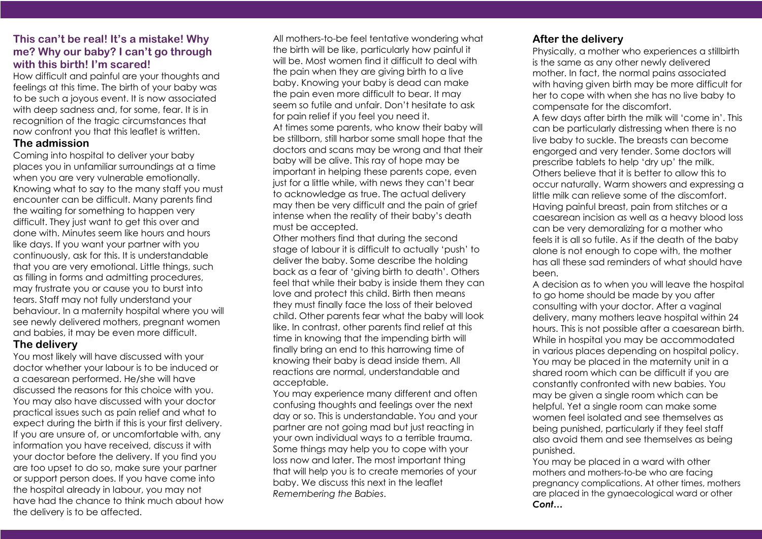## This can't be real! It's a mistake! Why me? Why our baby? I can't go through with this birth! I'm scared!

How difficult and painful are your thoughts and feelings at this time. The birth of your baby was to be such a joyous event. It is now associated with deep sadness and, for some, fear. It is in recognition of the tragic circumstances that now confront you that this leaflet is written.

### The admission

Coming into hospital to deliver your baby places you in unfamiliar surroundings at a time when you are very vulnerable emotionally. Knowing what to say to the many staff you must encounter can be difficult. Many parents find the waiting for something to happen very difficult. They just want to get this over and done with. Minutes seem like hours and hours like days. If you want your partner with you continuously, ask for this. It is understandable that you are very emotional. Little things, such as filling in forms and admitting procedures, may frustrate you or cause you to burst into tears. Staff may not fully understand your behaviour. In a maternity hospital where you will see newly delivered mothers, pregnant women and babies, it may be even more difficult.

### The delivery

You most likely will have discussed with your doctor whether your labour is to be induced or a caesarean performed. He/she will have discussed the reasons for this choice with you. You may also have discussed with your doctor practical issues such as pain relief and what to expect during the birth if this is your first delivery. If you are unsure of, or uncomfortable with, any information you have received, discuss it with your doctor before the delivery. If you find you are too upset to do so, make sure your partner or support person does. If you have come into the hospital already in labour, you may not have had the chance to think much about how the delivery is to be affected.

All mothers-to-be feel tentative wondering what the birth will be like, particularly how painful it will be. Most women find it difficult to deal with the pain when they are giving birth to a live baby. Knowing your baby is dead can make the pain even more difficult to bear. It may seem so futile and unfair. Don't hesitate to ask for pain relief if you feel you need it.

At times some parents, who know their baby will be stillborn, still harbor some small hope that the doctors and scans may be wrong and that their baby will be alive. This ray of hope may be important in helping these parents cope, even just for a little while, with news they can't bear to acknowledge as true. The actual delivery may then be very difficult and the pain of grief intense when the reality of their baby's death must be accepted.

Other mothers find that during the second stage of labour it is difficult to actually 'push' to deliver the baby. Some describe the holding back as a fear of 'giving birth to death'. Others feel that while their baby is inside them they can love and protect this child. Birth then means they must finally face the loss of their beloved child. Other parents fear what the baby will look like. In contrast, other parents find relief at this time in knowing that the impending birth will finally bring an end to this harrowing time of knowing their baby is dead inside them. All reactions are normal, understandable and acceptable.

You may experience many different and often confusing thoughts and feelings over the next day or so. This is understandable. You and your partner are not going mad but just reacting in your own individual ways to a terrible trauma. Some things may help you to cope with your loss now and later. The most important thing that will help you is to create memories of your baby. We discuss this next in the leaflet *Remembering the Babies*.

### After the delivery

Physically, a mother who experiences a stillbirth is the same as any other newly delivered mother. In fact, the normal pains associated with having given birth may be more difficult for her to cope with when she has no live baby to compensate for the discomfort.

A few days after birth the milk will 'come in'. This can be particularly distressing when there is no live baby to suckle. The breasts can become engorged and very tender. Some doctors will prescribe tablets to help 'dry up' the milk. Others believe that it is better to allow this to occur naturally. Warm showers and expressing a little milk can relieve some of the discomfort. Having painful breast, pain from stitches or a caesarean incision as well as a heavy blood loss can be very demoralizing for a mother who feels it is all so futile. As if the death of the baby alone is not enough to cope with, the mother has all these sad reminders of what should have been.

A decision as to when you will leave the hospital to go home should be made by you after consulting with your doctor. After a vaginal delivery, many mothers leave hospital within 24 hours. This is not possible after a caesarean birth. While in hospital you may be accommodated in various places depending on hospital policy. You may be placed in the maternity unit in a shared room which can be difficult if you are constantly confronted with new babies. You may be given a single room which can be helpful. Yet a single room can make some women feel isolated and see themselves as being punished, particularly if they feel staff also avoid them and see themselves as being punished.

You may be placed in a ward with other mothers and mothers-to-be who are facing pregnancy complications. At other times, mothers are placed in the gynaecological ward or other

***Cont…***